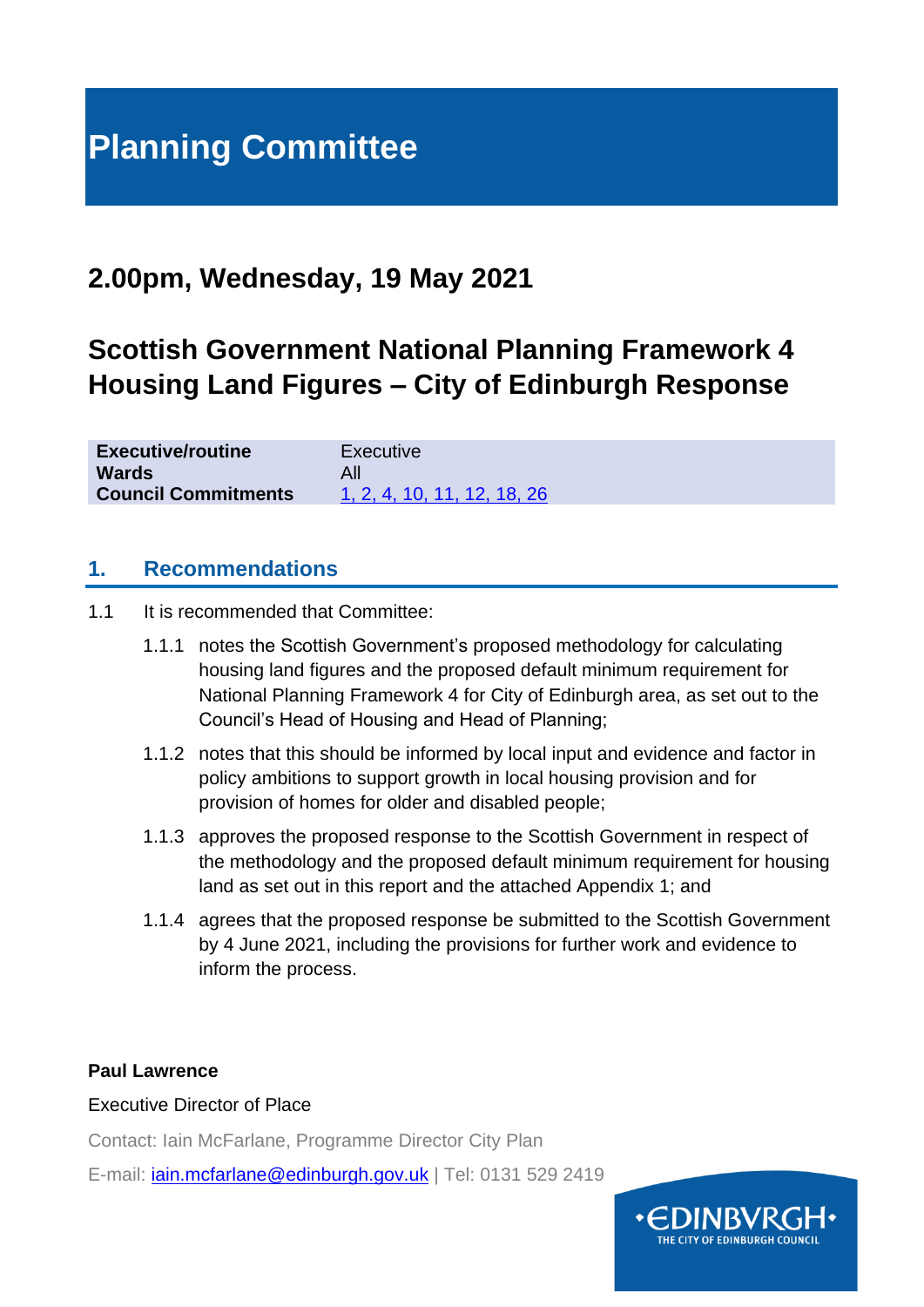# Planning Committee

## 2.00pm, Wednesday, 19 May 2021

## Scottish Government National Planning Framework 4 Housing Land Figures – City of Edinburgh Response

| | |
|---|---|
| **Executive/routine** | Executive |
| **Wards** | All |
| **Council Commitments** | 1, 2, 4, 10, 11, 12, 18, 26 |

### 1. Recommendations

1.1 It is recommended that Committee:

1.1.1 notes the Scottish Government's proposed methodology for calculating housing land figures and the proposed default minimum requirement for National Planning Framework 4 for City of Edinburgh area, as set out to the Council's Head of Housing and Head of Planning;

1.1.2 notes that this should be informed by local input and evidence and factor in policy ambitions to support growth in local housing provision and for provision of homes for older and disabled people;

1.1.3 approves the proposed response to the Scottish Government in respect of the methodology and the proposed default minimum requirement for housing land as set out in this report and the attached Appendix 1; and

1.1.4 agrees that the proposed response be submitted to the Scottish Government by 4 June 2021, including the provisions for further work and evidence to inform the process.

**Paul Lawrence**

Executive Director of Place

Contact: Iain McFarlane, Programme Director City Plan

E-mail: iain.mcfarlane@edinburgh.gov.uk | Tel: 0131 529 2419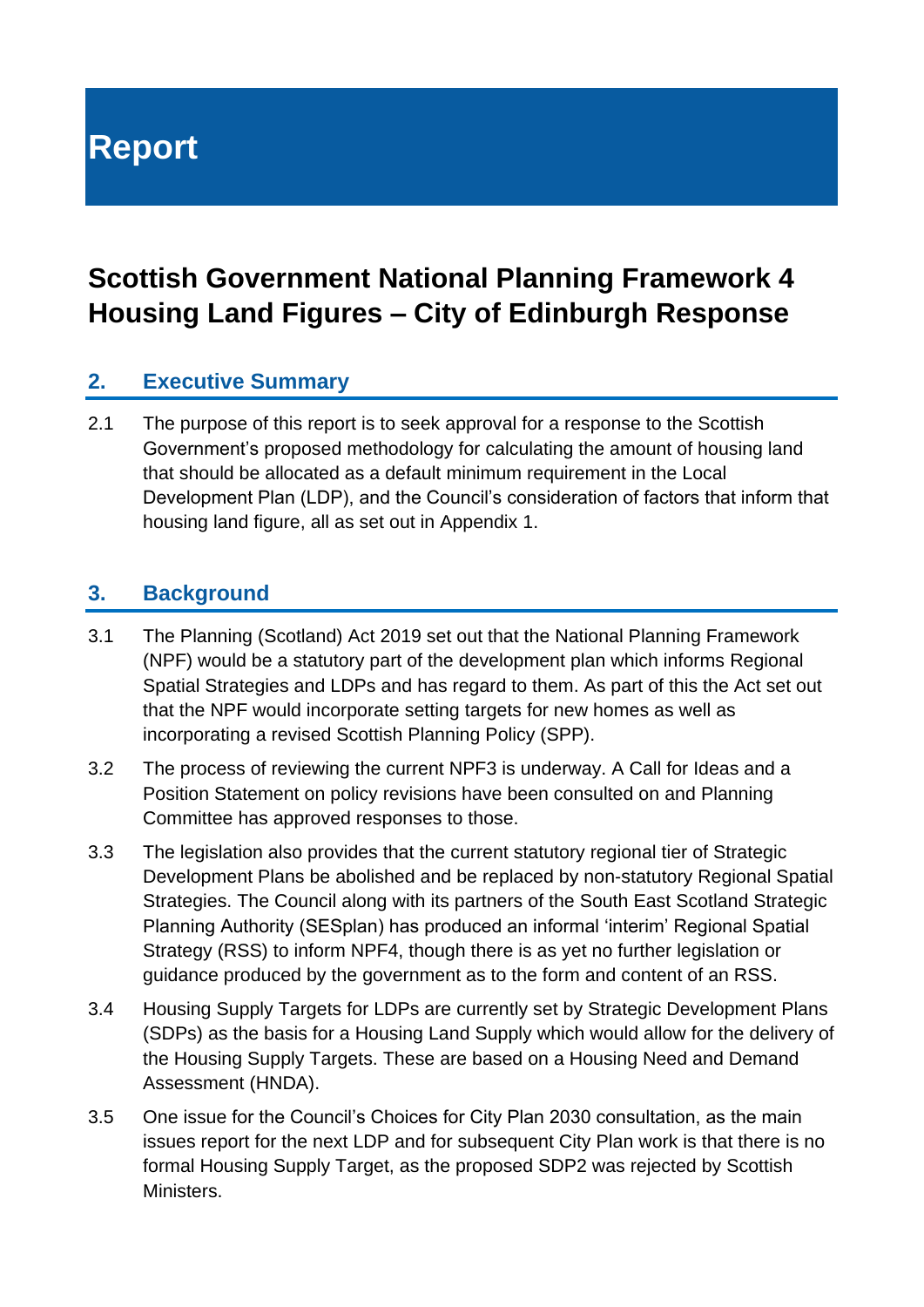# Report

## Scottish Government National Planning Framework 4 Housing Land Figures – City of Edinburgh Response

## 2. Executive Summary

2.1 The purpose of this report is to seek approval for a response to the Scottish Government's proposed methodology for calculating the amount of housing land that should be allocated as a default minimum requirement in the Local Development Plan (LDP), and the Council's consideration of factors that inform that housing land figure, all as set out in Appendix 1.

## 3. Background

3.1 The Planning (Scotland) Act 2019 set out that the National Planning Framework (NPF) would be a statutory part of the development plan which informs Regional Spatial Strategies and LDPs and has regard to them. As part of this the Act set out that the NPF would incorporate setting targets for new homes as well as incorporating a revised Scottish Planning Policy (SPP).

3.2 The process of reviewing the current NPF3 is underway. A Call for Ideas and a Position Statement on policy revisions have been consulted on and Planning Committee has approved responses to those.

3.3 The legislation also provides that the current statutory regional tier of Strategic Development Plans be abolished and be replaced by non-statutory Regional Spatial Strategies. The Council along with its partners of the South East Scotland Strategic Planning Authority (SESplan) has produced an informal 'interim' Regional Spatial Strategy (RSS) to inform NPF4, though there is as yet no further legislation or guidance produced by the government as to the form and content of an RSS.

3.4 Housing Supply Targets for LDPs are currently set by Strategic Development Plans (SDPs) as the basis for a Housing Land Supply which would allow for the delivery of the Housing Supply Targets. These are based on a Housing Need and Demand Assessment (HNDA).

3.5 One issue for the Council's Choices for City Plan 2030 consultation, as the main issues report for the next LDP and for subsequent City Plan work is that there is no formal Housing Supply Target, as the proposed SDP2 was rejected by Scottish Ministers.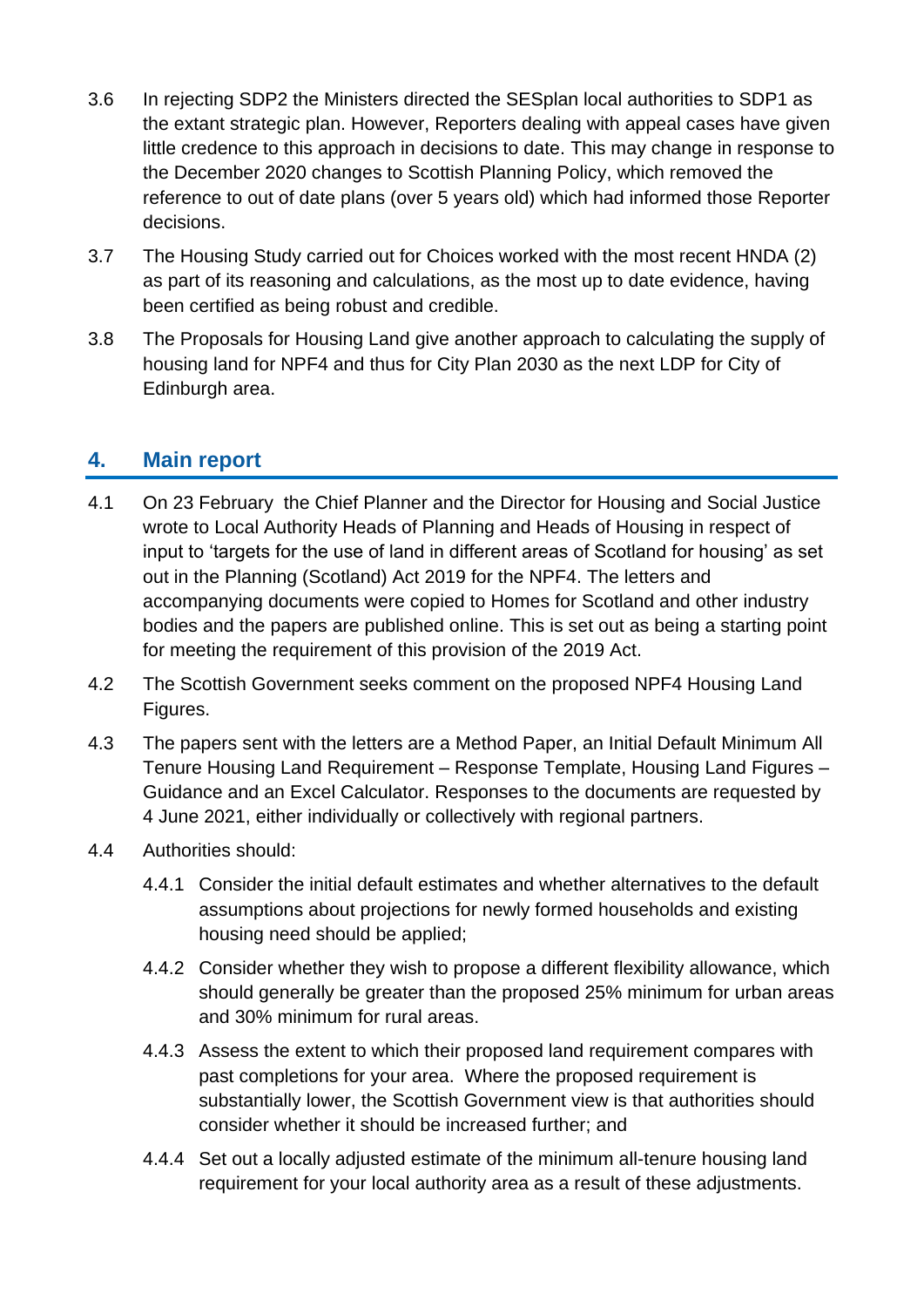3.6 In rejecting SDP2 the Ministers directed the SESplan local authorities to SDP1 as the extant strategic plan. However, Reporters dealing with appeal cases have given little credence to this approach in decisions to date. This may change in response to the December 2020 changes to Scottish Planning Policy, which removed the reference to out of date plans (over 5 years old) which had informed those Reporter decisions.

3.7 The Housing Study carried out for Choices worked with the most recent HNDA (2) as part of its reasoning and calculations, as the most up to date evidence, having been certified as being robust and credible.

3.8 The Proposals for Housing Land give another approach to calculating the supply of housing land for NPF4 and thus for City Plan 2030 as the next LDP for City of Edinburgh area.

## 4. Main report

4.1 On 23 February the Chief Planner and the Director for Housing and Social Justice wrote to Local Authority Heads of Planning and Heads of Housing in respect of input to 'targets for the use of land in different areas of Scotland for housing' as set out in the Planning (Scotland) Act 2019 for the NPF4. The letters and accompanying documents were copied to Homes for Scotland and other industry bodies and the papers are published online. This is set out as being a starting point for meeting the requirement of this provision of the 2019 Act.

4.2 The Scottish Government seeks comment on the proposed NPF4 Housing Land Figures.

4.3 The papers sent with the letters are a Method Paper, an Initial Default Minimum All Tenure Housing Land Requirement – Response Template, Housing Land Figures – Guidance and an Excel Calculator. Responses to the documents are requested by 4 June 2021, either individually or collectively with regional partners.

4.4 Authorities should:

4.4.1 Consider the initial default estimates and whether alternatives to the default assumptions about projections for newly formed households and existing housing need should be applied;

4.4.2 Consider whether they wish to propose a different flexibility allowance, which should generally be greater than the proposed 25% minimum for urban areas and 30% minimum for rural areas.

4.4.3 Assess the extent to which their proposed land requirement compares with past completions for your area. Where the proposed requirement is substantially lower, the Scottish Government view is that authorities should consider whether it should be increased further; and

4.4.4 Set out a locally adjusted estimate of the minimum all-tenure housing land requirement for your local authority area as a result of these adjustments.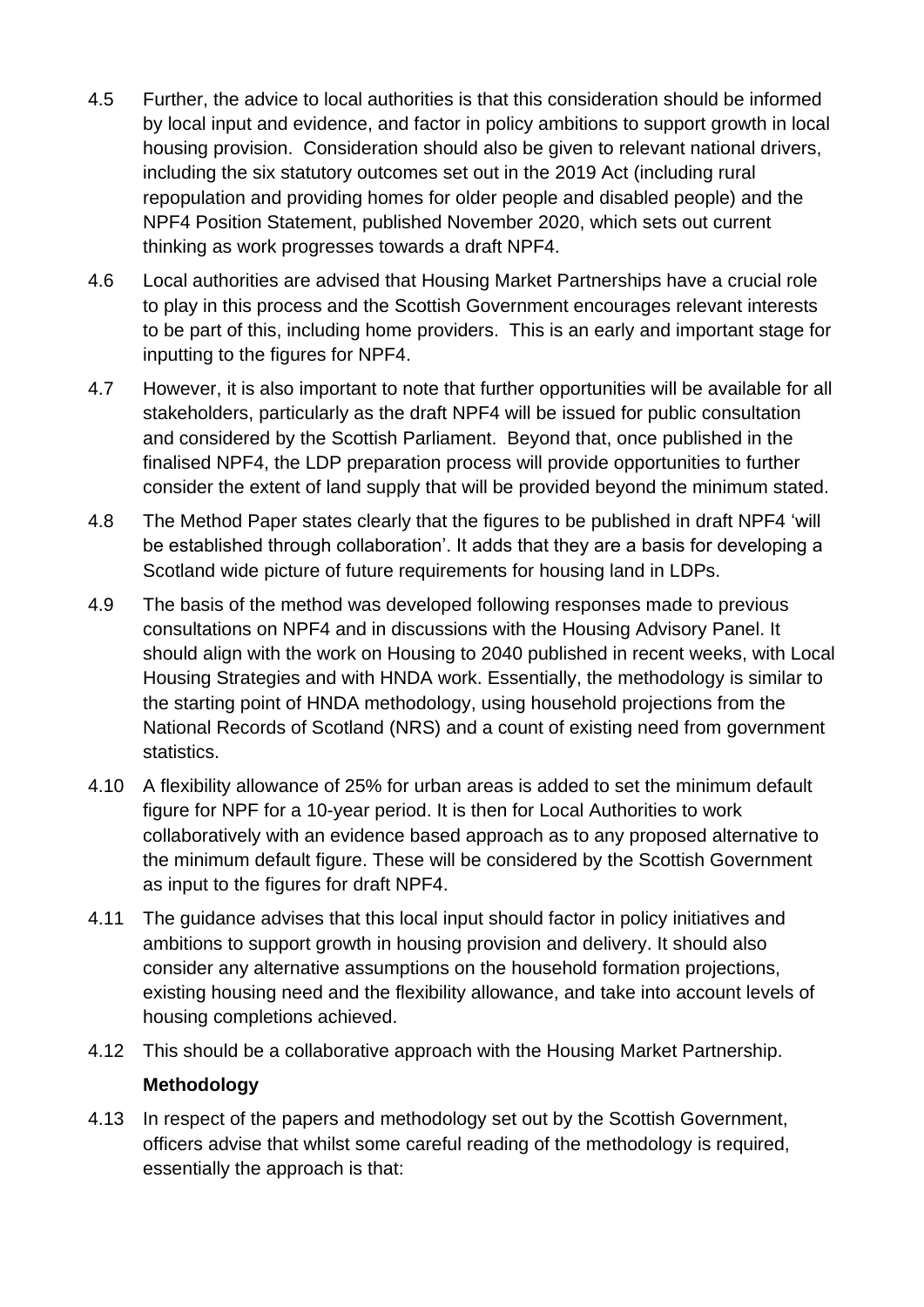4.5 Further, the advice to local authorities is that this consideration should be informed by local input and evidence, and factor in policy ambitions to support growth in local housing provision. Consideration should also be given to relevant national drivers, including the six statutory outcomes set out in the 2019 Act (including rural repopulation and providing homes for older people and disabled people) and the NPF4 Position Statement, published November 2020, which sets out current thinking as work progresses towards a draft NPF4.

4.6 Local authorities are advised that Housing Market Partnerships have a crucial role to play in this process and the Scottish Government encourages relevant interests to be part of this, including home providers. This is an early and important stage for inputting to the figures for NPF4.

4.7 However, it is also important to note that further opportunities will be available for all stakeholders, particularly as the draft NPF4 will be issued for public consultation and considered by the Scottish Parliament. Beyond that, once published in the finalised NPF4, the LDP preparation process will provide opportunities to further consider the extent of land supply that will be provided beyond the minimum stated.

4.8 The Method Paper states clearly that the figures to be published in draft NPF4 'will be established through collaboration'. It adds that they are a basis for developing a Scotland wide picture of future requirements for housing land in LDPs.

4.9 The basis of the method was developed following responses made to previous consultations on NPF4 and in discussions with the Housing Advisory Panel. It should align with the work on Housing to 2040 published in recent weeks, with Local Housing Strategies and with HNDA work. Essentially, the methodology is similar to the starting point of HNDA methodology, using household projections from the National Records of Scotland (NRS) and a count of existing need from government statistics.

4.10 A flexibility allowance of 25% for urban areas is added to set the minimum default figure for NPF for a 10-year period. It is then for Local Authorities to work collaboratively with an evidence based approach as to any proposed alternative to the minimum default figure. These will be considered by the Scottish Government as input to the figures for draft NPF4.

4.11 The guidance advises that this local input should factor in policy initiatives and ambitions to support growth in housing provision and delivery. It should also consider any alternative assumptions on the household formation projections, existing housing need and the flexibility allowance, and take into account levels of housing completions achieved.

4.12 This should be a collaborative approach with the Housing Market Partnership.

**Methodology**

4.13 In respect of the papers and methodology set out by the Scottish Government, officers advise that whilst some careful reading of the methodology is required, essentially the approach is that: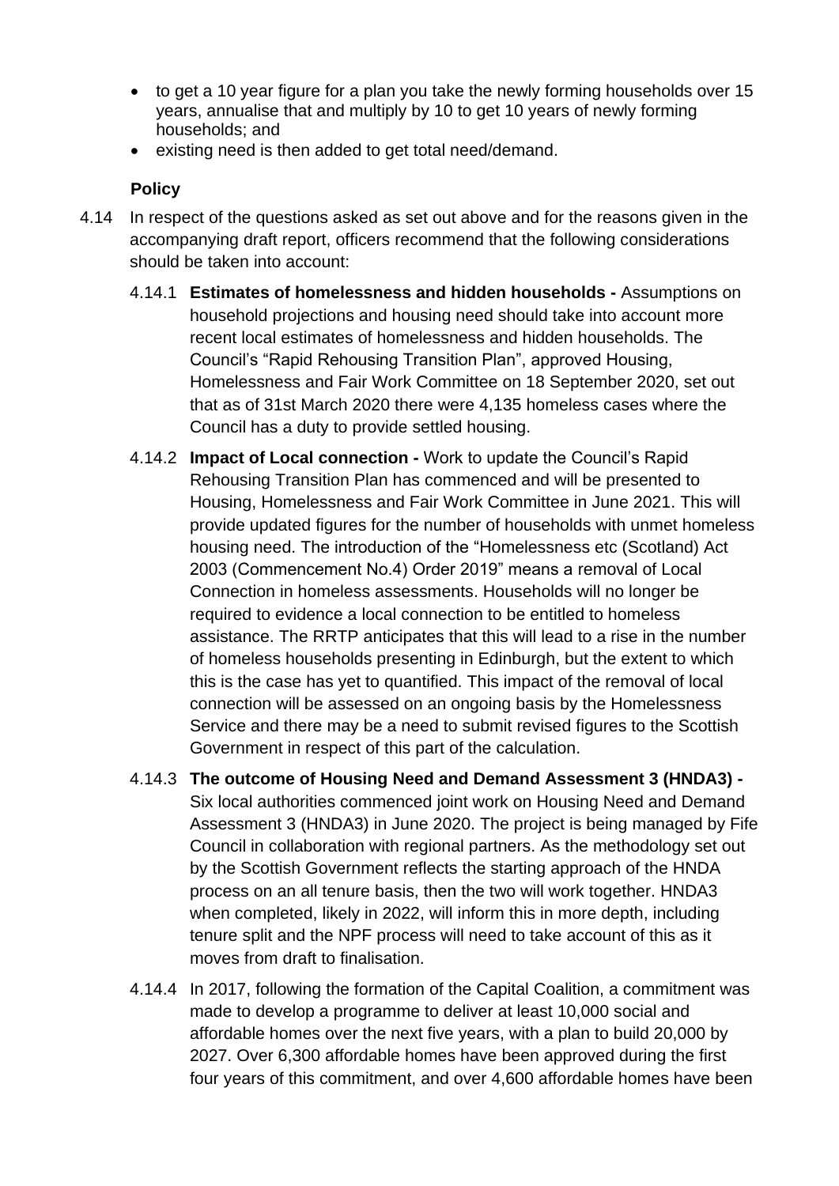- to get a 10 year figure for a plan you take the newly forming households over 15 years, annualise that and multiply by 10 to get 10 years of newly forming households; and
- existing need is then added to get total need/demand.

**Policy**

4.14 In respect of the questions asked as set out above and for the reasons given in the accompanying draft report, officers recommend that the following considerations should be taken into account:

4.14.1 **Estimates of homelessness and hidden households -** Assumptions on household projections and housing need should take into account more recent local estimates of homelessness and hidden households. The Council's "Rapid Rehousing Transition Plan", approved Housing, Homelessness and Fair Work Committee on 18 September 2020, set out that as of 31st March 2020 there were 4,135 homeless cases where the Council has a duty to provide settled housing.

4.14.2 **Impact of Local connection -** Work to update the Council's Rapid Rehousing Transition Plan has commenced and will be presented to Housing, Homelessness and Fair Work Committee in June 2021. This will provide updated figures for the number of households with unmet homeless housing need. The introduction of the "Homelessness etc (Scotland) Act 2003 (Commencement No.4) Order 2019" means a removal of Local Connection in homeless assessments. Households will no longer be required to evidence a local connection to be entitled to homeless assistance. The RRTP anticipates that this will lead to a rise in the number of homeless households presenting in Edinburgh, but the extent to which this is the case has yet to quantified. This impact of the removal of local connection will be assessed on an ongoing basis by the Homelessness Service and there may be a need to submit revised figures to the Scottish Government in respect of this part of the calculation.

4.14.3 **The outcome of Housing Need and Demand Assessment 3 (HNDA3) -** Six local authorities commenced joint work on Housing Need and Demand Assessment 3 (HNDA3) in June 2020. The project is being managed by Fife Council in collaboration with regional partners. As the methodology set out by the Scottish Government reflects the starting approach of the HNDA process on an all tenure basis, then the two will work together. HNDA3 when completed, likely in 2022, will inform this in more depth, including tenure split and the NPF process will need to take account of this as it moves from draft to finalisation.

4.14.4 In 2017, following the formation of the Capital Coalition, a commitment was made to develop a programme to deliver at least 10,000 social and affordable homes over the next five years, with a plan to build 20,000 by 2027. Over 6,300 affordable homes have been approved during the first four years of this commitment, and over 4,600 affordable homes have been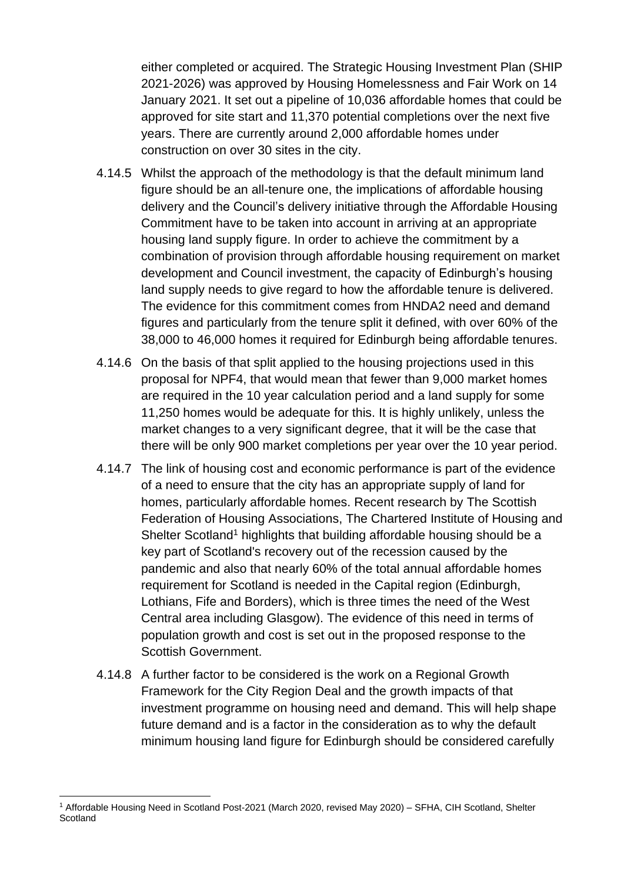either completed or acquired. The Strategic Housing Investment Plan (SHIP 2021-2026) was approved by Housing Homelessness and Fair Work on 14 January 2021. It set out a pipeline of 10,036 affordable homes that could be approved for site start and 11,370 potential completions over the next five years. There are currently around 2,000 affordable homes under construction on over 30 sites in the city.

4.14.5 Whilst the approach of the methodology is that the default minimum land figure should be an all-tenure one, the implications of affordable housing delivery and the Council's delivery initiative through the Affordable Housing Commitment have to be taken into account in arriving at an appropriate housing land supply figure. In order to achieve the commitment by a combination of provision through affordable housing requirement on market development and Council investment, the capacity of Edinburgh's housing land supply needs to give regard to how the affordable tenure is delivered. The evidence for this commitment comes from HNDA2 need and demand figures and particularly from the tenure split it defined, with over 60% of the 38,000 to 46,000 homes it required for Edinburgh being affordable tenures.

4.14.6 On the basis of that split applied to the housing projections used in this proposal for NPF4, that would mean that fewer than 9,000 market homes are required in the 10 year calculation period and a land supply for some 11,250 homes would be adequate for this. It is highly unlikely, unless the market changes to a very significant degree, that it will be the case that there will be only 900 market completions per year over the 10 year period.

4.14.7 The link of housing cost and economic performance is part of the evidence of a need to ensure that the city has an appropriate supply of land for homes, particularly affordable homes. Recent research by The Scottish Federation of Housing Associations, The Chartered Institute of Housing and Shelter Scotland[1] highlights that building affordable housing should be a key part of Scotland's recovery out of the recession caused by the pandemic and also that nearly 60% of the total annual affordable homes requirement for Scotland is needed in the Capital region (Edinburgh, Lothians, Fife and Borders), which is three times the need of the West Central area including Glasgow). The evidence of this need in terms of population growth and cost is set out in the proposed response to the Scottish Government.

4.14.8 A further factor to be considered is the work on a Regional Growth Framework for the City Region Deal and the growth impacts of that investment programme on housing need and demand. This will help shape future demand and is a factor in the consideration as to why the default minimum housing land figure for Edinburgh should be considered carefully

---

[1] Affordable Housing Need in Scotland Post-2021 (March 2020, revised May 2020) – SFHA, CIH Scotland, Shelter Scotland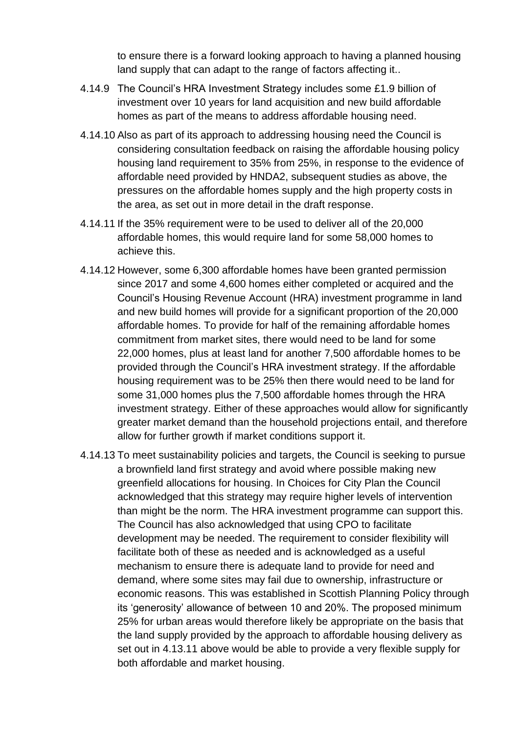to ensure there is a forward looking approach to having a planned housing land supply that can adapt to the range of factors affecting it..

4.14.9 The Council's HRA Investment Strategy includes some £1.9 billion of investment over 10 years for land acquisition and new build affordable homes as part of the means to address affordable housing need.

4.14.10 Also as part of its approach to addressing housing need the Council is considering consultation feedback on raising the affordable housing policy housing land requirement to 35% from 25%, in response to the evidence of affordable need provided by HNDA2, subsequent studies as above, the pressures on the affordable homes supply and the high property costs in the area, as set out in more detail in the draft response.

4.14.11 If the 35% requirement were to be used to deliver all of the 20,000 affordable homes, this would require land for some 58,000 homes to achieve this.

4.14.12 However, some 6,300 affordable homes have been granted permission since 2017 and some 4,600 homes either completed or acquired and the Council's Housing Revenue Account (HRA) investment programme in land and new build homes will provide for a significant proportion of the 20,000 affordable homes. To provide for half of the remaining affordable homes commitment from market sites, there would need to be land for some 22,000 homes, plus at least land for another 7,500 affordable homes to be provided through the Council's HRA investment strategy. If the affordable housing requirement was to be 25% then there would need to be land for some 31,000 homes plus the 7,500 affordable homes through the HRA investment strategy. Either of these approaches would allow for significantly greater market demand than the household projections entail, and therefore allow for further growth if market conditions support it.

4.14.13 To meet sustainability policies and targets, the Council is seeking to pursue a brownfield land first strategy and avoid where possible making new greenfield allocations for housing. In Choices for City Plan the Council acknowledged that this strategy may require higher levels of intervention than might be the norm. The HRA investment programme can support this. The Council has also acknowledged that using CPO to facilitate development may be needed. The requirement to consider flexibility will facilitate both of these as needed and is acknowledged as a useful mechanism to ensure there is adequate land to provide for need and demand, where some sites may fail due to ownership, infrastructure or economic reasons. This was established in Scottish Planning Policy through its 'generosity' allowance of between 10 and 20%. The proposed minimum 25% for urban areas would therefore likely be appropriate on the basis that the land supply provided by the approach to affordable housing delivery as set out in 4.13.11 above would be able to provide a very flexible supply for both affordable and market housing.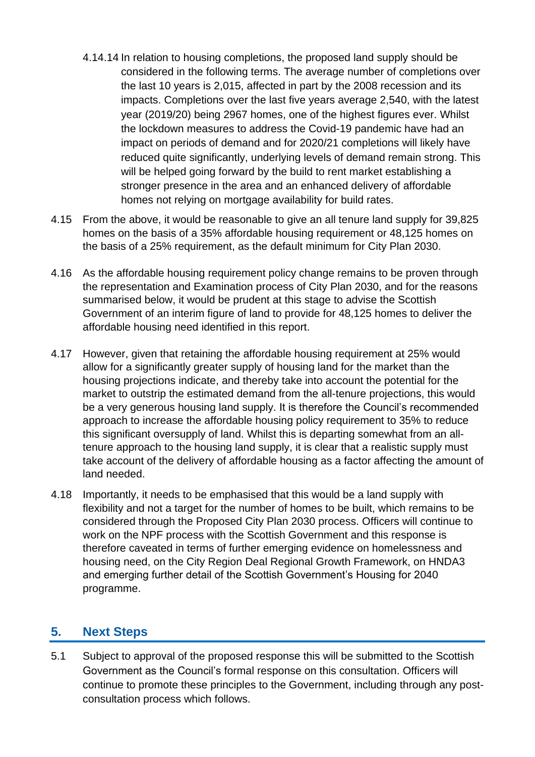4.14.14 In relation to housing completions, the proposed land supply should be considered in the following terms. The average number of completions over the last 10 years is 2,015, affected in part by the 2008 recession and its impacts. Completions over the last five years average 2,540, with the latest year (2019/20) being 2967 homes, one of the highest figures ever. Whilst the lockdown measures to address the Covid-19 pandemic have had an impact on periods of demand and for 2020/21 completions will likely have reduced quite significantly, underlying levels of demand remain strong. This will be helped going forward by the build to rent market establishing a stronger presence in the area and an enhanced delivery of affordable homes not relying on mortgage availability for build rates.

4.15 From the above, it would be reasonable to give an all tenure land supply for 39,825 homes on the basis of a 35% affordable housing requirement or 48,125 homes on the basis of a 25% requirement, as the default minimum for City Plan 2030.

4.16 As the affordable housing requirement policy change remains to be proven through the representation and Examination process of City Plan 2030, and for the reasons summarised below, it would be prudent at this stage to advise the Scottish Government of an interim figure of land to provide for 48,125 homes to deliver the affordable housing need identified in this report.

4.17 However, given that retaining the affordable housing requirement at 25% would allow for a significantly greater supply of housing land for the market than the housing projections indicate, and thereby take into account the potential for the market to outstrip the estimated demand from the all-tenure projections, this would be a very generous housing land supply. It is therefore the Council's recommended approach to increase the affordable housing policy requirement to 35% to reduce this significant oversupply of land. Whilst this is departing somewhat from an all-tenure approach to the housing land supply, it is clear that a realistic supply must take account of the delivery of affordable housing as a factor affecting the amount of land needed.

4.18 Importantly, it needs to be emphasised that this would be a land supply with flexibility and not a target for the number of homes to be built, which remains to be considered through the Proposed City Plan 2030 process. Officers will continue to work on the NPF process with the Scottish Government and this response is therefore caveated in terms of further emerging evidence on homelessness and housing need, on the City Region Deal Regional Growth Framework, on HNDA3 and emerging further detail of the Scottish Government's Housing for 2040 programme.

## 5. Next Steps

5.1 Subject to approval of the proposed response this will be submitted to the Scottish Government as the Council's formal response on this consultation. Officers will continue to promote these principles to the Government, including through any post-consultation process which follows.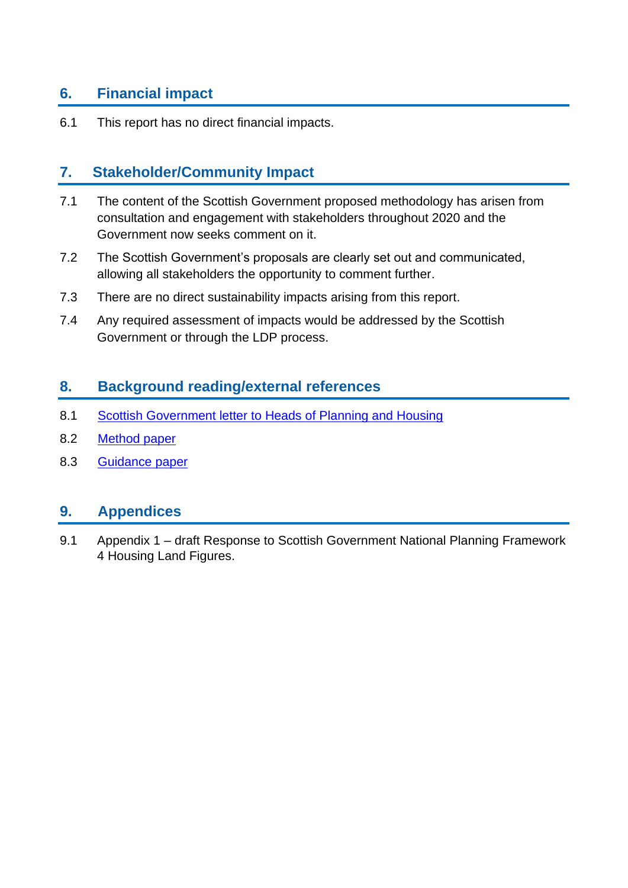## 6. Financial impact

6.1 This report has no direct financial impacts.

## 7. Stakeholder/Community Impact

7.1 The content of the Scottish Government proposed methodology has arisen from consultation and engagement with stakeholders throughout 2020 and the Government now seeks comment on it.

7.2 The Scottish Government's proposals are clearly set out and communicated, allowing all stakeholders the opportunity to comment further.

7.3 There are no direct sustainability impacts arising from this report.

7.4 Any required assessment of impacts would be addressed by the Scottish Government or through the LDP process.

## 8. Background reading/external references

8.1 Scottish Government letter to Heads of Planning and Housing

8.2 Method paper

8.3 Guidance paper

## 9. Appendices

9.1 Appendix 1 – draft Response to Scottish Government National Planning Framework 4 Housing Land Figures.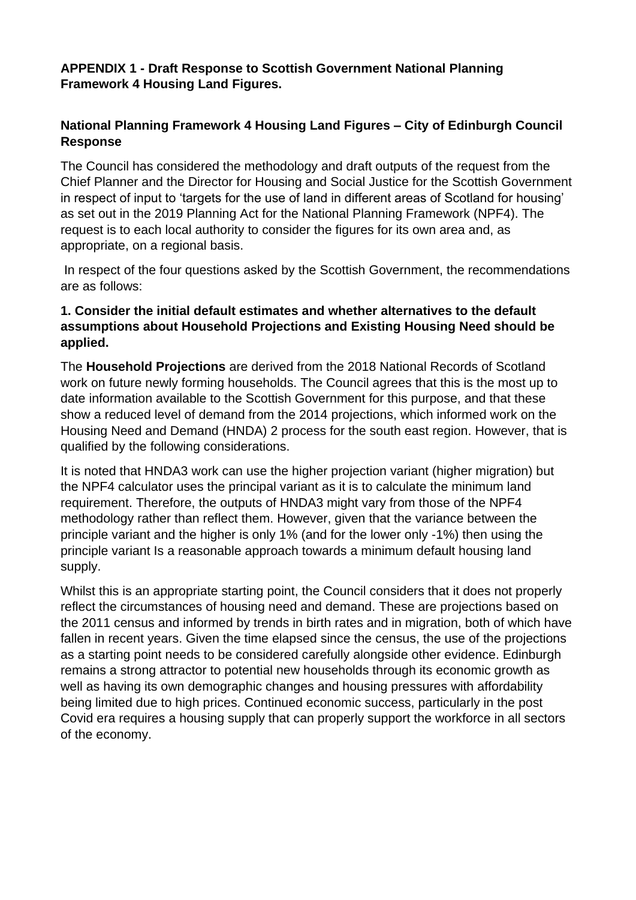**APPENDIX 1 - Draft Response to Scottish Government National Planning Framework 4 Housing Land Figures.**

**National Planning Framework 4 Housing Land Figures – City of Edinburgh Council Response**

The Council has considered the methodology and draft outputs of the request from the Chief Planner and the Director for Housing and Social Justice for the Scottish Government in respect of input to 'targets for the use of land in different areas of Scotland for housing' as set out in the 2019 Planning Act for the National Planning Framework (NPF4). The request is to each local authority to consider the figures for its own area and, as appropriate, on a regional basis.

In respect of the four questions asked by the Scottish Government, the recommendations are as follows:

**1. Consider the initial default estimates and whether alternatives to the default assumptions about Household Projections and Existing Housing Need should be applied.**

The **Household Projections** are derived from the 2018 National Records of Scotland work on future newly forming households. The Council agrees that this is the most up to date information available to the Scottish Government for this purpose, and that these show a reduced level of demand from the 2014 projections, which informed work on the Housing Need and Demand (HNDA) 2 process for the south east region. However, that is qualified by the following considerations.

It is noted that HNDA3 work can use the higher projection variant (higher migration) but the NPF4 calculator uses the principal variant as it is to calculate the minimum land requirement. Therefore, the outputs of HNDA3 might vary from those of the NPF4 methodology rather than reflect them. However, given that the variance between the principle variant and the higher is only 1% (and for the lower only -1%) then using the principle variant Is a reasonable approach towards a minimum default housing land supply.

Whilst this is an appropriate starting point, the Council considers that it does not properly reflect the circumstances of housing need and demand. These are projections based on the 2011 census and informed by trends in birth rates and in migration, both of which have fallen in recent years. Given the time elapsed since the census, the use of the projections as a starting point needs to be considered carefully alongside other evidence. Edinburgh remains a strong attractor to potential new households through its economic growth as well as having its own demographic changes and housing pressures with affordability being limited due to high prices. Continued economic success, particularly in the post Covid era requires a housing supply that can properly support the workforce in all sectors of the economy.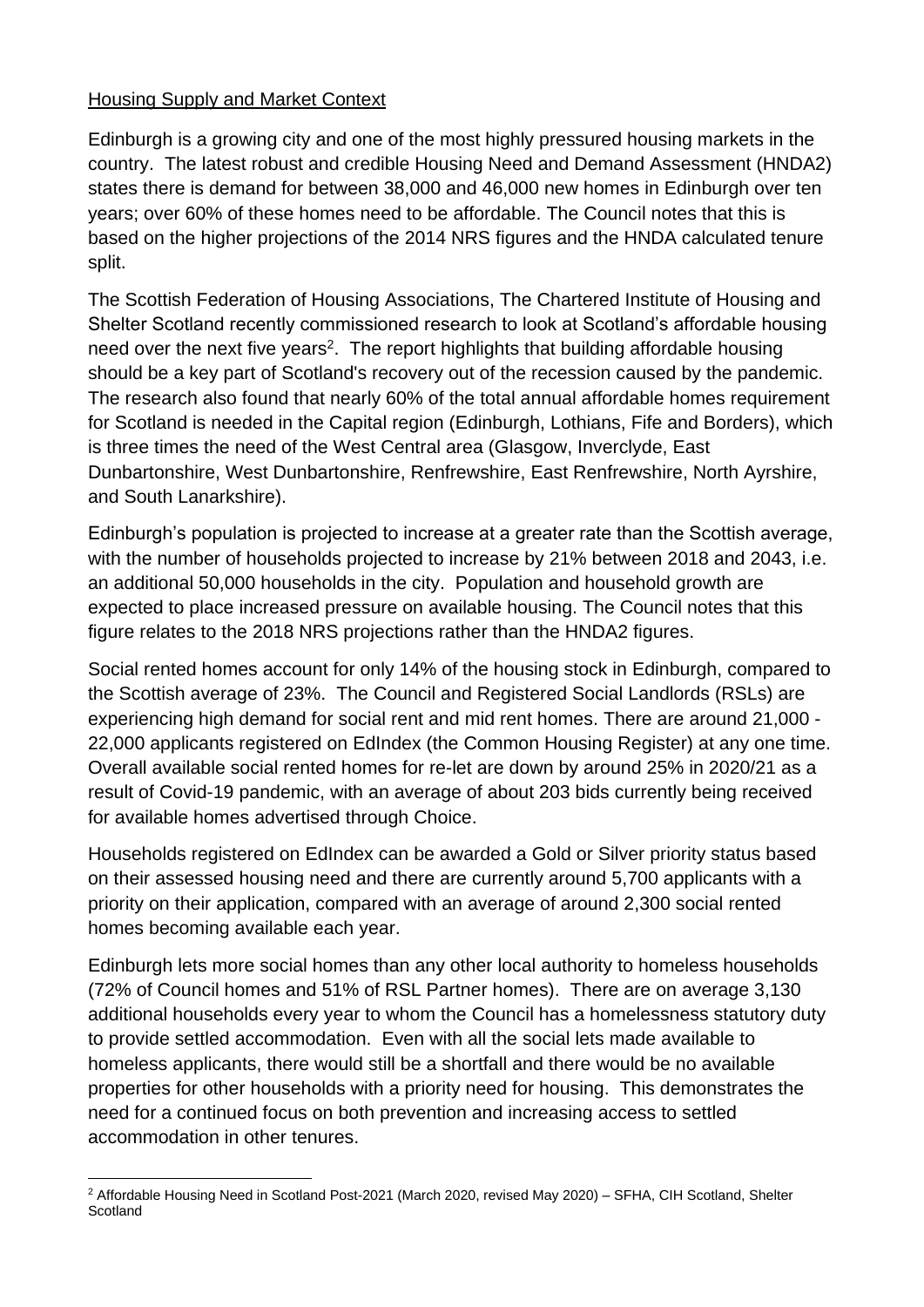Housing Supply and Market Context

Edinburgh is a growing city and one of the most highly pressured housing markets in the country. The latest robust and credible Housing Need and Demand Assessment (HNDA2) states there is demand for between 38,000 and 46,000 new homes in Edinburgh over ten years; over 60% of these homes need to be affordable. The Council notes that this is based on the higher projections of the 2014 NRS figures and the HNDA calculated tenure split.

The Scottish Federation of Housing Associations, The Chartered Institute of Housing and Shelter Scotland recently commissioned research to look at Scotland's affordable housing need over the next five years[2]. The report highlights that building affordable housing should be a key part of Scotland's recovery out of the recession caused by the pandemic. The research also found that nearly 60% of the total annual affordable homes requirement for Scotland is needed in the Capital region (Edinburgh, Lothians, Fife and Borders), which is three times the need of the West Central area (Glasgow, Inverclyde, East Dunbartonshire, West Dunbartonshire, Renfrewshire, East Renfrewshire, North Ayrshire, and South Lanarkshire).

Edinburgh's population is projected to increase at a greater rate than the Scottish average, with the number of households projected to increase by 21% between 2018 and 2043, i.e. an additional 50,000 households in the city. Population and household growth are expected to place increased pressure on available housing. The Council notes that this figure relates to the 2018 NRS projections rather than the HNDA2 figures.

Social rented homes account for only 14% of the housing stock in Edinburgh, compared to the Scottish average of 23%. The Council and Registered Social Landlords (RSLs) are experiencing high demand for social rent and mid rent homes. There are around 21,000 - 22,000 applicants registered on EdIndex (the Common Housing Register) at any one time. Overall available social rented homes for re-let are down by around 25% in 2020/21 as a result of Covid-19 pandemic, with an average of about 203 bids currently being received for available homes advertised through Choice.

Households registered on EdIndex can be awarded a Gold or Silver priority status based on their assessed housing need and there are currently around 5,700 applicants with a priority on their application, compared with an average of around 2,300 social rented homes becoming available each year.

Edinburgh lets more social homes than any other local authority to homeless households (72% of Council homes and 51% of RSL Partner homes). There are on average 3,130 additional households every year to whom the Council has a homelessness statutory duty to provide settled accommodation. Even with all the social lets made available to homeless applicants, there would still be a shortfall and there would be no available properties for other households with a priority need for housing. This demonstrates the need for a continued focus on both prevention and increasing access to settled accommodation in other tenures.

[2] Affordable Housing Need in Scotland Post-2021 (March 2020, revised May 2020) – SFHA, CIH Scotland, Shelter Scotland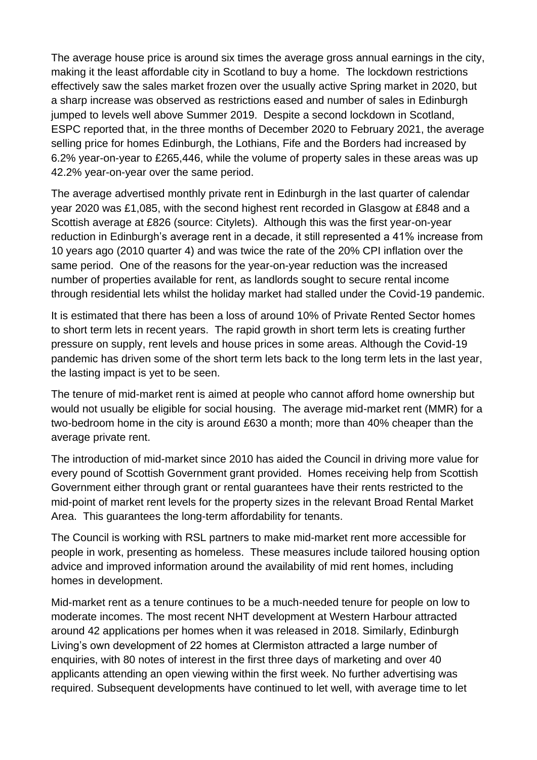The average house price is around six times the average gross annual earnings in the city, making it the least affordable city in Scotland to buy a home. The lockdown restrictions effectively saw the sales market frozen over the usually active Spring market in 2020, but a sharp increase was observed as restrictions eased and number of sales in Edinburgh jumped to levels well above Summer 2019. Despite a second lockdown in Scotland, ESPC reported that, in the three months of December 2020 to February 2021, the average selling price for homes Edinburgh, the Lothians, Fife and the Borders had increased by 6.2% year-on-year to £265,446, while the volume of property sales in these areas was up 42.2% year-on-year over the same period.

The average advertised monthly private rent in Edinburgh in the last quarter of calendar year 2020 was £1,085, with the second highest rent recorded in Glasgow at £848 and a Scottish average at £826 (source: Citylets). Although this was the first year-on-year reduction in Edinburgh's average rent in a decade, it still represented a 41% increase from 10 years ago (2010 quarter 4) and was twice the rate of the 20% CPI inflation over the same period. One of the reasons for the year-on-year reduction was the increased number of properties available for rent, as landlords sought to secure rental income through residential lets whilst the holiday market had stalled under the Covid-19 pandemic.

It is estimated that there has been a loss of around 10% of Private Rented Sector homes to short term lets in recent years. The rapid growth in short term lets is creating further pressure on supply, rent levels and house prices in some areas. Although the Covid-19 pandemic has driven some of the short term lets back to the long term lets in the last year, the lasting impact is yet to be seen.

The tenure of mid-market rent is aimed at people who cannot afford home ownership but would not usually be eligible for social housing. The average mid-market rent (MMR) for a two-bedroom home in the city is around £630 a month; more than 40% cheaper than the average private rent.

The introduction of mid-market since 2010 has aided the Council in driving more value for every pound of Scottish Government grant provided. Homes receiving help from Scottish Government either through grant or rental guarantees have their rents restricted to the mid-point of market rent levels for the property sizes in the relevant Broad Rental Market Area. This guarantees the long-term affordability for tenants.

The Council is working with RSL partners to make mid-market rent more accessible for people in work, presenting as homeless. These measures include tailored housing option advice and improved information around the availability of mid rent homes, including homes in development.

Mid-market rent as a tenure continues to be a much-needed tenure for people on low to moderate incomes. The most recent NHT development at Western Harbour attracted around 42 applications per homes when it was released in 2018. Similarly, Edinburgh Living's own development of 22 homes at Clermiston attracted a large number of enquiries, with 80 notes of interest in the first three days of marketing and over 40 applicants attending an open viewing within the first week. No further advertising was required. Subsequent developments have continued to let well, with average time to let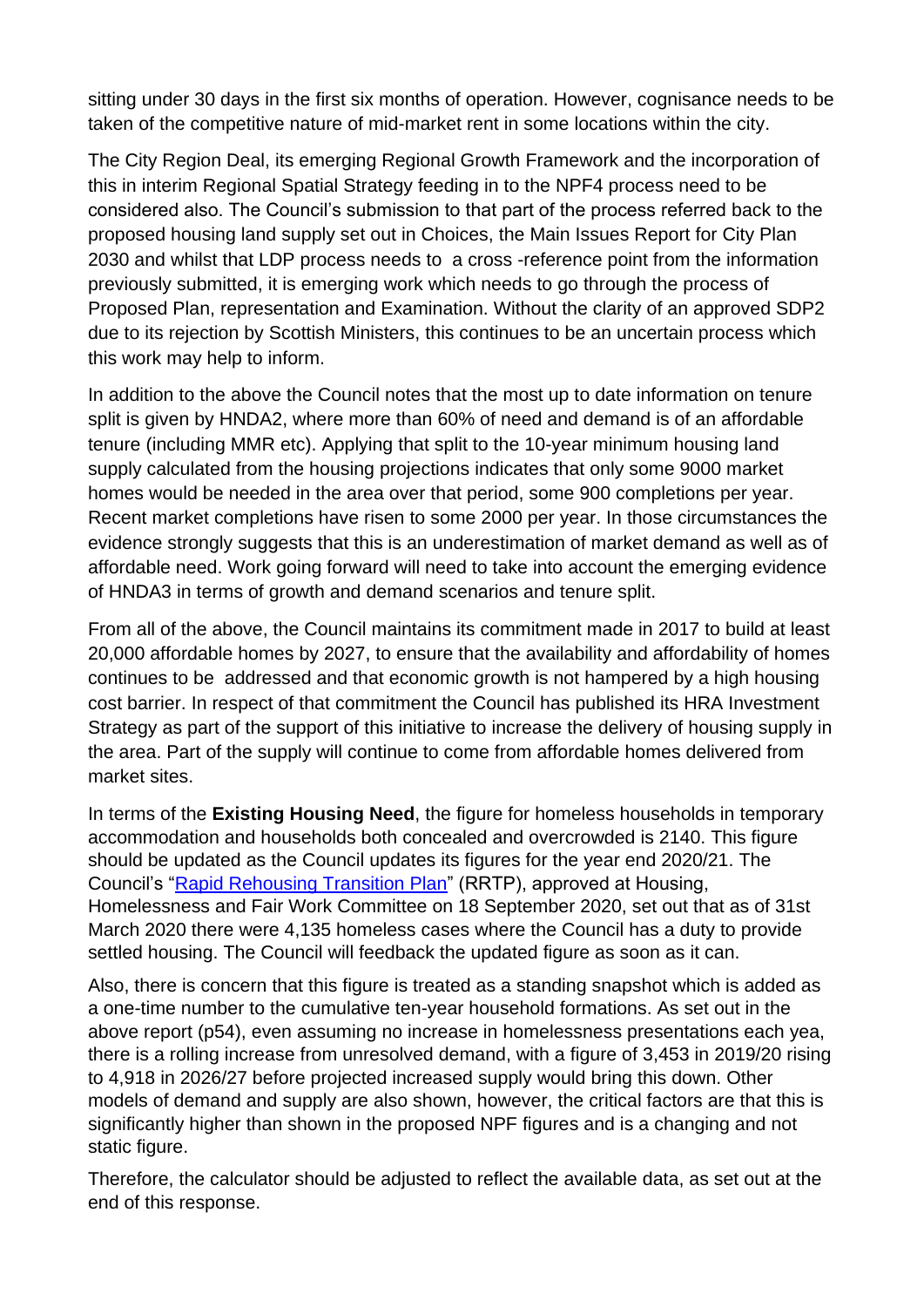sitting under 30 days in the first six months of operation. However, cognisance needs to be taken of the competitive nature of mid-market rent in some locations within the city.

The City Region Deal, its emerging Regional Growth Framework and the incorporation of this in interim Regional Spatial Strategy feeding in to the NPF4 process need to be considered also. The Council's submission to that part of the process referred back to the proposed housing land supply set out in Choices, the Main Issues Report for City Plan 2030 and whilst that LDP process needs to a cross -reference point from the information previously submitted, it is emerging work which needs to go through the process of Proposed Plan, representation and Examination. Without the clarity of an approved SDP2 due to its rejection by Scottish Ministers, this continues to be an uncertain process which this work may help to inform.

In addition to the above the Council notes that the most up to date information on tenure split is given by HNDA2, where more than 60% of need and demand is of an affordable tenure (including MMR etc). Applying that split to the 10-year minimum housing land supply calculated from the housing projections indicates that only some 9000 market homes would be needed in the area over that period, some 900 completions per year. Recent market completions have risen to some 2000 per year. In those circumstances the evidence strongly suggests that this is an underestimation of market demand as well as of affordable need. Work going forward will need to take into account the emerging evidence of HNDA3 in terms of growth and demand scenarios and tenure split.

From all of the above, the Council maintains its commitment made in 2017 to build at least 20,000 affordable homes by 2027, to ensure that the availability and affordability of homes continues to be addressed and that economic growth is not hampered by a high housing cost barrier. In respect of that commitment the Council has published its HRA Investment Strategy as part of the support of this initiative to increase the delivery of housing supply in the area. Part of the supply will continue to come from affordable homes delivered from market sites.

In terms of the **Existing Housing Need**, the figure for homeless households in temporary accommodation and households both concealed and overcrowded is 2140. This figure should be updated as the Council updates its figures for the year end 2020/21. The Council's "[Rapid Rehousing Transition Plan]" (RRTP), approved at Housing, Homelessness and Fair Work Committee on 18 September 2020, set out that as of 31st March 2020 there were 4,135 homeless cases where the Council has a duty to provide settled housing. The Council will feedback the updated figure as soon as it can.

Also, there is concern that this figure is treated as a standing snapshot which is added as a one-time number to the cumulative ten-year household formations. As set out in the above report (p54), even assuming no increase in homelessness presentations each yea, there is a rolling increase from unresolved demand, with a figure of 3,453 in 2019/20 rising to 4,918 in 2026/27 before projected increased supply would bring this down. Other models of demand and supply are also shown, however, the critical factors are that this is significantly higher than shown in the proposed NPF figures and is a changing and not static figure.

Therefore, the calculator should be adjusted to reflect the available data, as set out at the end of this response.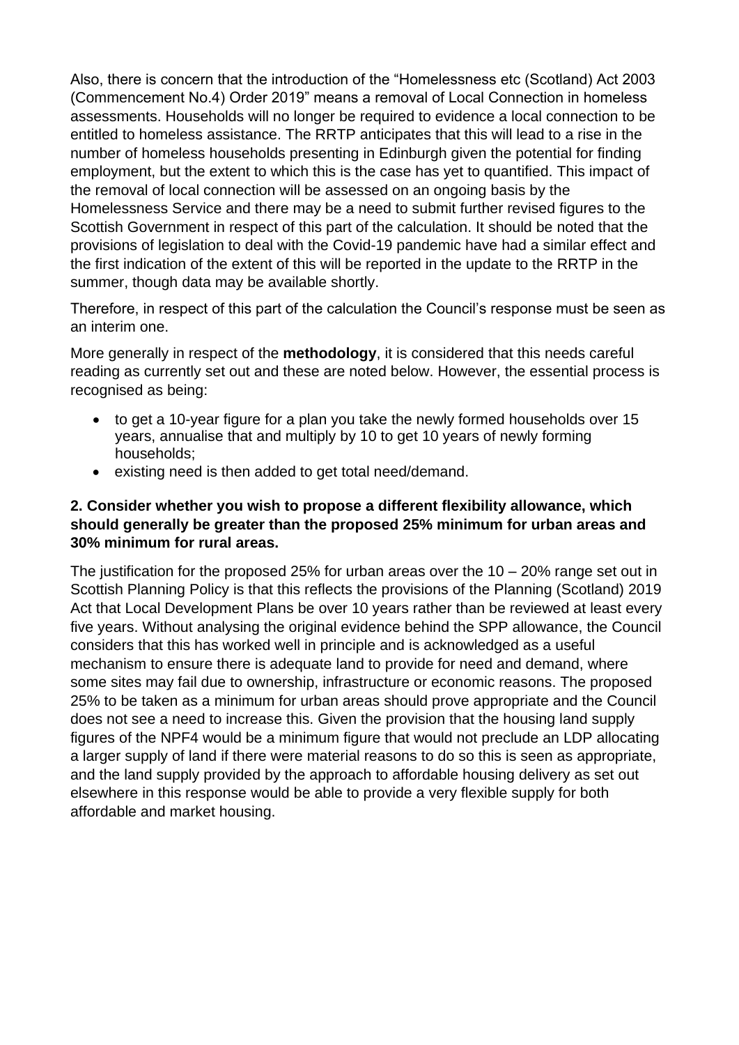Also, there is concern that the introduction of the "Homelessness etc (Scotland) Act 2003 (Commencement No.4) Order 2019" means a removal of Local Connection in homeless assessments. Households will no longer be required to evidence a local connection to be entitled to homeless assistance. The RRTP anticipates that this will lead to a rise in the number of homeless households presenting in Edinburgh given the potential for finding employment, but the extent to which this is the case has yet to quantified. This impact of the removal of local connection will be assessed on an ongoing basis by the Homelessness Service and there may be a need to submit further revised figures to the Scottish Government in respect of this part of the calculation. It should be noted that the provisions of legislation to deal with the Covid-19 pandemic have had a similar effect and the first indication of the extent of this will be reported in the update to the RRTP in the summer, though data may be available shortly.

Therefore, in respect of this part of the calculation the Council's response must be seen as an interim one.

More generally in respect of the **methodology**, it is considered that this needs careful reading as currently set out and these are noted below. However, the essential process is recognised as being:

- to get a 10-year figure for a plan you take the newly formed households over 15 years, annualise that and multiply by 10 to get 10 years of newly forming households;
- existing need is then added to get total need/demand.

**2. Consider whether you wish to propose a different flexibility allowance, which should generally be greater than the proposed 25% minimum for urban areas and 30% minimum for rural areas.**

The justification for the proposed 25% for urban areas over the 10 – 20% range set out in Scottish Planning Policy is that this reflects the provisions of the Planning (Scotland) 2019 Act that Local Development Plans be over 10 years rather than be reviewed at least every five years. Without analysing the original evidence behind the SPP allowance, the Council considers that this has worked well in principle and is acknowledged as a useful mechanism to ensure there is adequate land to provide for need and demand, where some sites may fail due to ownership, infrastructure or economic reasons. The proposed 25% to be taken as a minimum for urban areas should prove appropriate and the Council does not see a need to increase this. Given the provision that the housing land supply figures of the NPF4 would be a minimum figure that would not preclude an LDP allocating a larger supply of land if there were material reasons to do so this is seen as appropriate, and the land supply provided by the approach to affordable housing delivery as set out elsewhere in this response would be able to provide a very flexible supply for both affordable and market housing.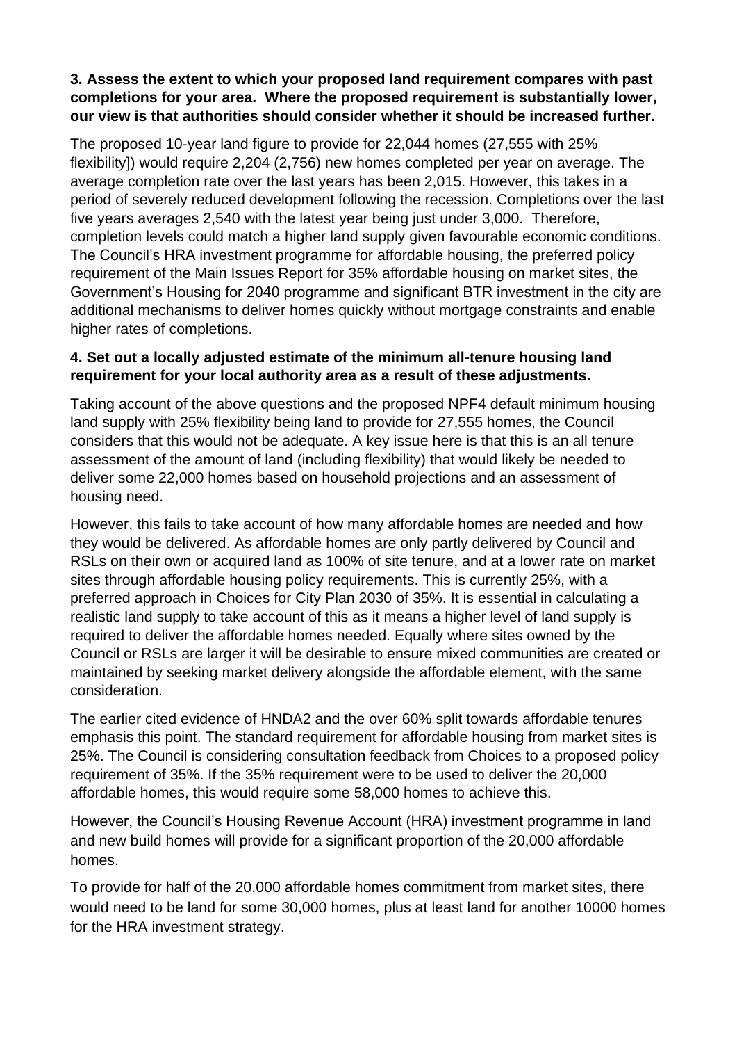**3. Assess the extent to which your proposed land requirement compares with past completions for your area. Where the proposed requirement is substantially lower, our view is that authorities should consider whether it should be increased further.**

The proposed 10-year land figure to provide for 22,044 homes (27,555 with 25% flexibility]) would require 2,204 (2,756) new homes completed per year on average. The average completion rate over the last years has been 2,015. However, this takes in a period of severely reduced development following the recession. Completions over the last five years averages 2,540 with the latest year being just under 3,000. Therefore, completion levels could match a higher land supply given favourable economic conditions. The Council's HRA investment programme for affordable housing, the preferred policy requirement of the Main Issues Report for 35% affordable housing on market sites, the Government's Housing for 2040 programme and significant BTR investment in the city are additional mechanisms to deliver homes quickly without mortgage constraints and enable higher rates of completions.

**4. Set out a locally adjusted estimate of the minimum all-tenure housing land requirement for your local authority area as a result of these adjustments.**

Taking account of the above questions and the proposed NPF4 default minimum housing land supply with 25% flexibility being land to provide for 27,555 homes, the Council considers that this would not be adequate. A key issue here is that this is an all tenure assessment of the amount of land (including flexibility) that would likely be needed to deliver some 22,000 homes based on household projections and an assessment of housing need.

However, this fails to take account of how many affordable homes are needed and how they would be delivered. As affordable homes are only partly delivered by Council and RSLs on their own or acquired land as 100% of site tenure, and at a lower rate on market sites through affordable housing policy requirements. This is currently 25%, with a preferred approach in Choices for City Plan 2030 of 35%. It is essential in calculating a realistic land supply to take account of this as it means a higher level of land supply is required to deliver the affordable homes needed. Equally where sites owned by the Council or RSLs are larger it will be desirable to ensure mixed communities are created or maintained by seeking market delivery alongside the affordable element, with the same consideration.

The earlier cited evidence of HNDA2 and the over 60% split towards affordable tenures emphasis this point. The standard requirement for affordable housing from market sites is 25%. The Council is considering consultation feedback from Choices to a proposed policy requirement of 35%. If the 35% requirement were to be used to deliver the 20,000 affordable homes, this would require some 58,000 homes to achieve this.

However, the Council's Housing Revenue Account (HRA) investment programme in land and new build homes will provide for a significant proportion of the 20,000 affordable homes.

To provide for half of the 20,000 affordable homes commitment from market sites, there would need to be land for some 30,000 homes, plus at least land for another 10000 homes for the HRA investment strategy.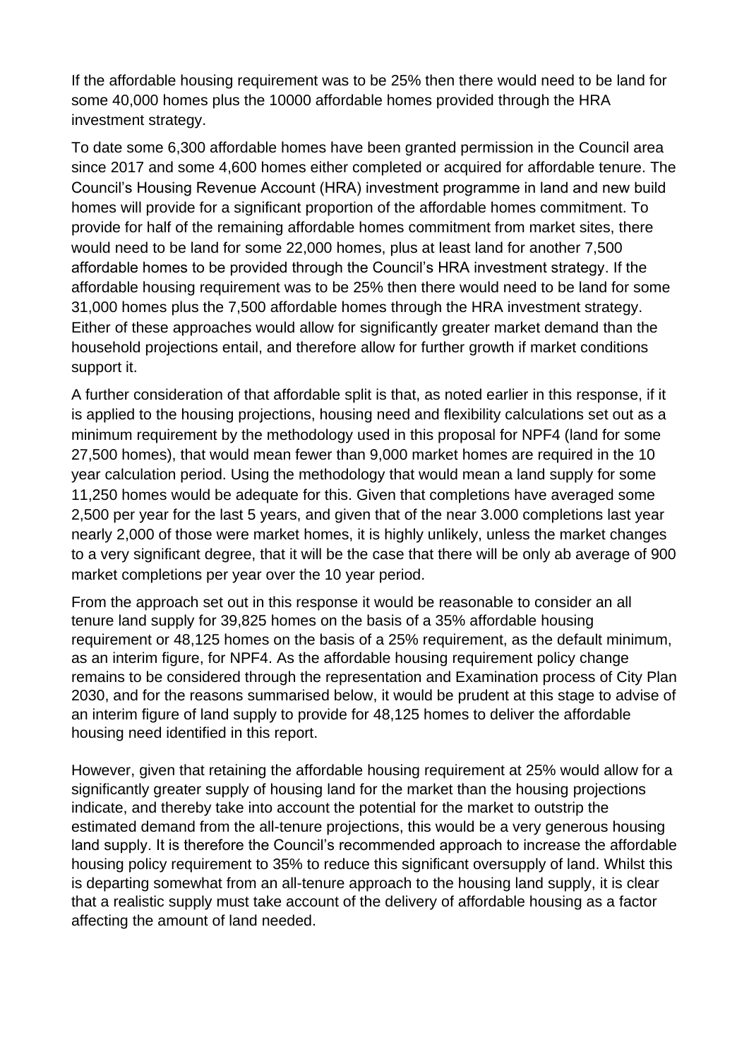If the affordable housing requirement was to be 25% then there would need to be land for some 40,000 homes plus the 10000 affordable homes provided through the HRA investment strategy.

To date some 6,300 affordable homes have been granted permission in the Council area since 2017 and some 4,600 homes either completed or acquired for affordable tenure. The Council's Housing Revenue Account (HRA) investment programme in land and new build homes will provide for a significant proportion of the affordable homes commitment. To provide for half of the remaining affordable homes commitment from market sites, there would need to be land for some 22,000 homes, plus at least land for another 7,500 affordable homes to be provided through the Council's HRA investment strategy. If the affordable housing requirement was to be 25% then there would need to be land for some 31,000 homes plus the 7,500 affordable homes through the HRA investment strategy. Either of these approaches would allow for significantly greater market demand than the household projections entail, and therefore allow for further growth if market conditions support it.

A further consideration of that affordable split is that, as noted earlier in this response, if it is applied to the housing projections, housing need and flexibility calculations set out as a minimum requirement by the methodology used in this proposal for NPF4 (land for some 27,500 homes), that would mean fewer than 9,000 market homes are required in the 10 year calculation period. Using the methodology that would mean a land supply for some 11,250 homes would be adequate for this. Given that completions have averaged some 2,500 per year for the last 5 years, and given that of the near 3.000 completions last year nearly 2,000 of those were market homes, it is highly unlikely, unless the market changes to a very significant degree, that it will be the case that there will be only ab average of 900 market completions per year over the 10 year period.

From the approach set out in this response it would be reasonable to consider an all tenure land supply for 39,825 homes on the basis of a 35% affordable housing requirement or 48,125 homes on the basis of a 25% requirement, as the default minimum, as an interim figure, for NPF4. As the affordable housing requirement policy change remains to be considered through the representation and Examination process of City Plan 2030, and for the reasons summarised below, it would be prudent at this stage to advise of an interim figure of land supply to provide for 48,125 homes to deliver the affordable housing need identified in this report.

However, given that retaining the affordable housing requirement at 25% would allow for a significantly greater supply of housing land for the market than the housing projections indicate, and thereby take into account the potential for the market to outstrip the estimated demand from the all-tenure projections, this would be a very generous housing land supply. It is therefore the Council's recommended approach to increase the affordable housing policy requirement to 35% to reduce this significant oversupply of land. Whilst this is departing somewhat from an all-tenure approach to the housing land supply, it is clear that a realistic supply must take account of the delivery of affordable housing as a factor affecting the amount of land needed.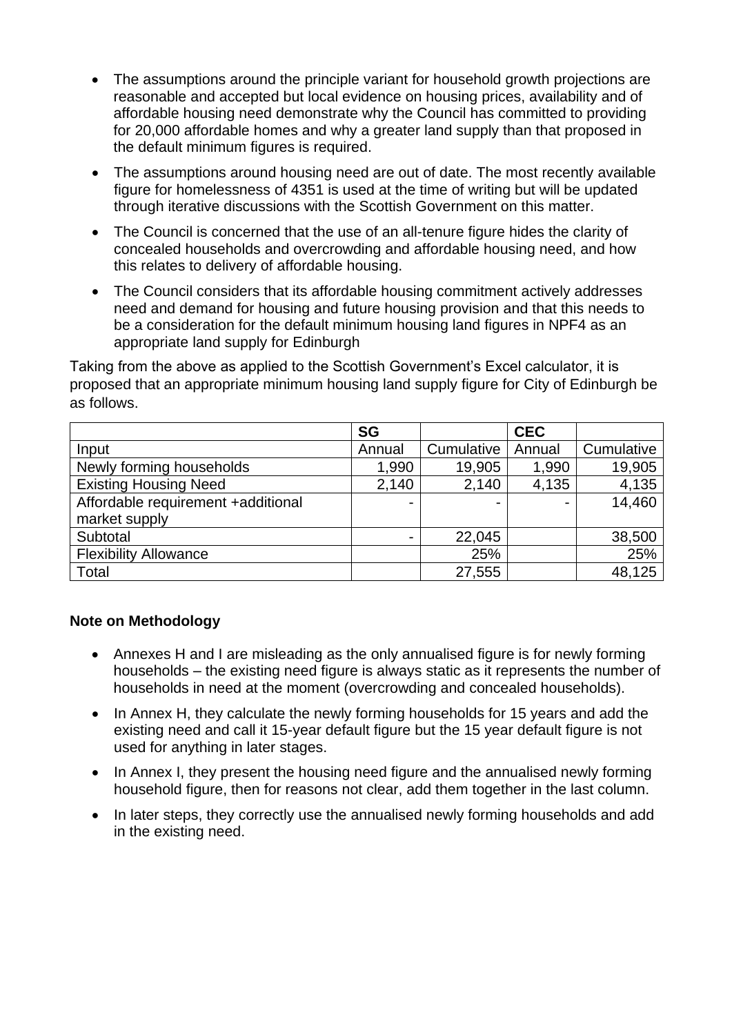- The assumptions around the principle variant for household growth projections are reasonable and accepted but local evidence on housing prices, availability and of affordable housing need demonstrate why the Council has committed to providing for 20,000 affordable homes and why a greater land supply than that proposed in the default minimum figures is required.
- The assumptions around housing need are out of date. The most recently available figure for homelessness of 4351 is used at the time of writing but will be updated through iterative discussions with the Scottish Government on this matter.
- The Council is concerned that the use of an all-tenure figure hides the clarity of concealed households and overcrowding and affordable housing need, and how this relates to delivery of affordable housing.
- The Council considers that its affordable housing commitment actively addresses need and demand for housing and future housing provision and that this needs to be a consideration for the default minimum housing land figures in NPF4 as an appropriate land supply for Edinburgh

Taking from the above as applied to the Scottish Government's Excel calculator, it is proposed that an appropriate minimum housing land supply figure for City of Edinburgh be as follows.

| | **SG** | | **CEC** | |
|---|---|---|---|---|
| Input | Annual | Cumulative | Annual | Cumulative |
| Newly forming households | 1,990 | 19,905 | 1,990 | 19,905 |
| Existing Housing Need | 2,140 | 2,140 | 4,135 | 4,135 |
| Affordable requirement +additional market supply | - | - | - | 14,460 |
| Subtotal | - | 22,045 | | 38,500 |
| Flexibility Allowance | | 25% | | 25% |
| Total | | 27,555 | | 48,125 |

**Note on Methodology**

- Annexes H and I are misleading as the only annualised figure is for newly forming households – the existing need figure is always static as it represents the number of households in need at the moment (overcrowding and concealed households).
- In Annex H, they calculate the newly forming households for 15 years and add the existing need and call it 15-year default figure but the 15 year default figure is not used for anything in later stages.
- In Annex I, they present the housing need figure and the annualised newly forming household figure, then for reasons not clear, add them together in the last column.
- In later steps, they correctly use the annualised newly forming households and add in the existing need.